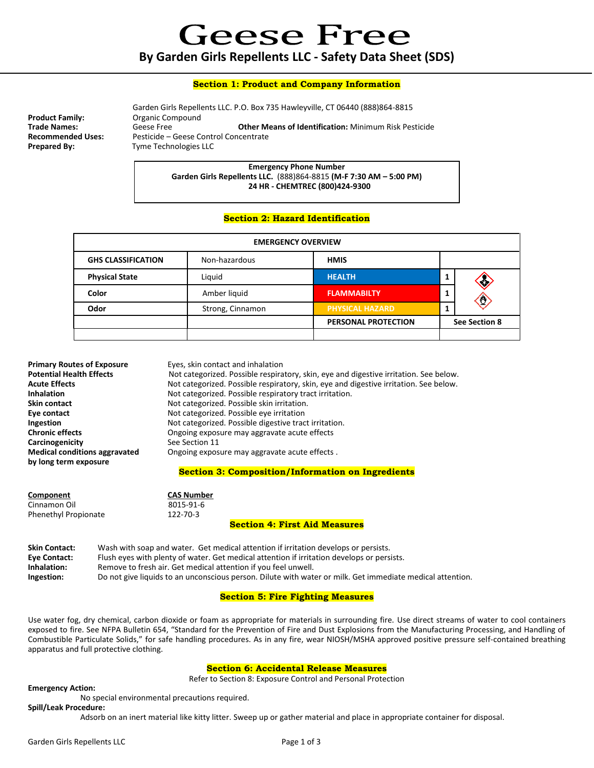# Geese Free

## By Garden Girls Repellents LLC - Safety Data Sheet (SDS)

### Section 1: Product and Company Information

Garden Girls Repellents LLC. P.O. Box 735 Hawleyville, CT 06440 (888)864-8815

**Product Family:** Organic Compound

**Trade Names:** Geese Free **Other Means of Identification:** Minimum Risk Pesticide

**Recommended Uses:** Pesticide – Geese Control Concentrate

**Prepared By:** Tyme Technologies LLC

**Emergency Phone Number**
**Garden Girls Repellents LLC.** (888)864-8815 **(M-F 7:30 AM – 5:00 PM)**
**24 HR - CHEMTREC (800)424-9300**

### Section 2: Hazard Identification

| EMERGENCY OVERVIEW | | | | |
|---|---|---|---|---|
| **GHS CLASSIFICATION** | Non-hazardous | **HMIS** | | |
| **Physical State** | Liquid | **HEALTH** | 1 | |
| **Color** | Amber liquid | **FLAMMABILTY** | 1 | |
| **Odor** | Strong, Cinnamon | **PHYSICAL HAZARD** | 1 | |
| | | **PERSONAL PROTECTION** | **See Section 8** | |

**Primary Routes of Exposure** Eyes, skin contact and inhalation

**Potential Health Effects** Not categorized. Possible respiratory, skin, eye and digestive irritation. See below.

**Acute Effects** Not categorized. Possible respiratory, skin, eye and digestive irritation. See below.

**Inhalation** Not categorized. Possible respiratory tract irritation.

**Skin contact** Not categorized. Possible skin irritation.

**Eye contact** Not categorized. Possible eye irritation

**Ingestion** Not categorized. Possible digestive tract irritation.

**Chronic effects** Ongoing exposure may aggravate acute effects

**Carcinogenicity** See Section 11

**Medical conditions aggravated by long term exposure** Ongoing exposure may aggravate acute effects .

### Section 3: Composition/Information on Ingredients

| Component | CAS Number |
|---|---|
| Cinnamon Oil | 8015-91-6 |
| Phenethyl Propionate | 122-70-3 |

### Section 4: First Aid Measures

**Skin Contact:** Wash with soap and water. Get medical attention if irritation develops or persists.

**Eye Contact:** Flush eyes with plenty of water. Get medical attention if irritation develops or persists.

**Inhalation:** Remove to fresh air. Get medical attention if you feel unwell.

**Ingestion:** Do not give liquids to an unconscious person. Dilute with water or milk. Get immediate medical attention.

### Section 5: Fire Fighting Measures

Use water fog, dry chemical, carbon dioxide or foam as appropriate for materials in surrounding fire. Use direct streams of water to cool containers exposed to fire. See NFPA Bulletin 654, "Standard for the Prevention of Fire and Dust Explosions from the Manufacturing Processing, and Handling of Combustible Particulate Solids," for safe handling procedures. As in any fire, wear NIOSH/MSHA approved positive pressure self-contained breathing apparatus and full protective clothing.

### Section 6: Accidental Release Measures

Refer to Section 8: Exposure Control and Personal Protection

**Emergency Action:**

No special environmental precautions required.

**Spill/Leak Procedure:**

Adsorb on an inert material like kitty litter. Sweep up or gather material and place in appropriate container for disposal.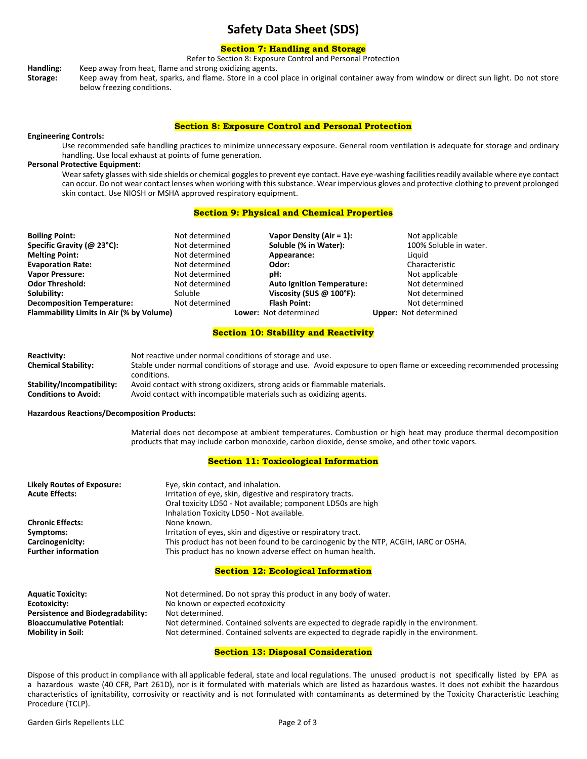# Safety Data Sheet (SDS)

## Section 7: Handling and Storage

Refer to Section 8: Exposure Control and Personal Protection

**Handling:** Keep away from heat, flame and strong oxidizing agents.

**Storage:** Keep away from heat, sparks, and flame. Store in a cool place in original container away from window or direct sun light. Do not store below freezing conditions.

## Section 8: Exposure Control and Personal Protection

**Engineering Controls:**

Use recommended safe handling practices to minimize unnecessary exposure. General room ventilation is adequate for storage and ordinary handling. Use local exhaust at points of fume generation.

**Personal Protective Equipment:**

Wear safety glasses with side shields or chemical goggles to prevent eye contact. Have eye-washing facilities readily available where eye contact can occur. Do not wear contact lenses when working with this substance. Wear impervious gloves and protective clothing to prevent prolonged skin contact. Use NIOSH or MSHA approved respiratory equipment.

## Section 9: Physical and Chemical Properties

| | | | |
|---|---|---|---|
| **Boiling Point:** | Not determined | **Vapor Density (Air = 1):** | Not applicable |
| **Specific Gravity (@ 23°C):** | Not determined | **Soluble (% in Water):** | 100% Soluble in water. |
| **Melting Point:** | Not determined | **Appearance:** | Liquid |
| **Evaporation Rate:** | Not determined | **Odor:** | Characteristic |
| **Vapor Pressure:** | Not determined | **pH:** | Not applicable |
| **Odor Threshold:** | Not determined | **Auto Ignition Temperature:** | Not determined |
| **Solubility:** | Soluble | **Viscosity (SUS @ 100°F):** | Not determined |
| **Decomposition Temperature:** | Not determined | **Flash Point:** | Not determined |
| **Flammability Limits in Air (% by Volume)** | **Lower:** Not determined | **Upper:** Not determined | |

## Section 10: Stability and Reactivity

**Reactivity:** Not reactive under normal conditions of storage and use.

**Chemical Stability:** Stable under normal conditions of storage and use. Avoid exposure to open flame or exceeding recommended processing conditions.

**Stability/Incompatibility:** Avoid contact with strong oxidizers, strong acids or flammable materials.

**Conditions to Avoid:** Avoid contact with incompatible materials such as oxidizing agents.

**Hazardous Reactions/Decomposition Products:**

Material does not decompose at ambient temperatures. Combustion or high heat may produce thermal decomposition products that may include carbon monoxide, carbon dioxide, dense smoke, and other toxic vapors.

## Section 11: Toxicological Information

**Likely Routes of Exposure:** Eye, skin contact, and inhalation.

**Acute Effects:** Irritation of eye, skin, digestive and respiratory tracts.
Oral toxicity LD50 - Not available; component LD50s are high
Inhalation Toxicity LD50 - Not available.

**Chronic Effects:** None known.

**Symptoms:** Irritation of eyes, skin and digestive or respiratory tract.

**Carcinogenicity:** This product has not been found to be carcinogenic by the NTP, ACGIH, IARC or OSHA.

**Further information** This product has no known adverse effect on human health.

## Section 12: Ecological Information

**Aquatic Toxicity:** Not determined. Do not spray this product in any body of water.

**Ecotoxicity:** No known or expected ecotoxicity

**Persistence and Biodegradability:** Not determined.

**Bioaccumulative Potential:** Not determined. Contained solvents are expected to degrade rapidly in the environment.

**Mobility in Soil:** Not determined. Contained solvents are expected to degrade rapidly in the environment.

## Section 13: Disposal Consideration

Dispose of this product in compliance with all applicable federal, state and local regulations. The unused product is not specifically listed by EPA as a hazardous waste (40 CFR, Part 261D), nor is it formulated with materials which are listed as hazardous wastes. It does not exhibit the hazardous characteristics of ignitability, corrosivity or reactivity and is not formulated with contaminants as determined by the Toxicity Characteristic Leaching Procedure (TCLP).

Garden Girls Repellents LLC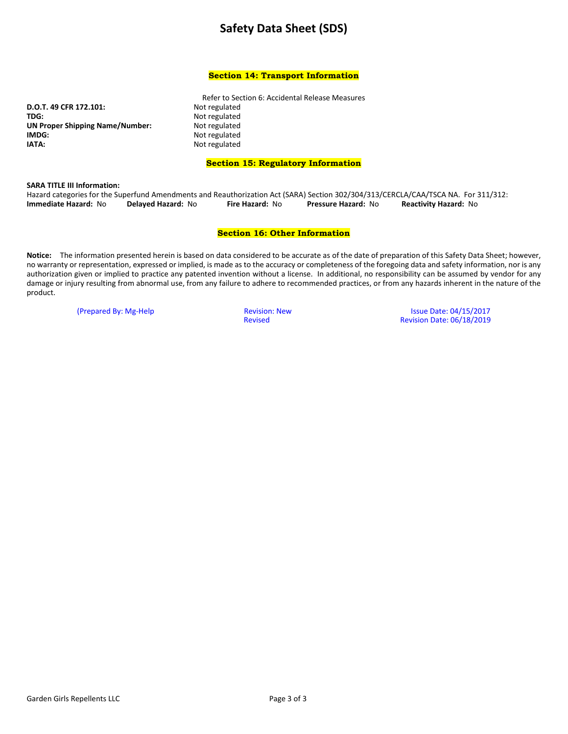## Section 14: Transport Information

Refer to Section 6: Accidental Release Measures

| | |
|---|---|
| **D.O.T. 49 CFR 172.101:** | Not regulated |
| **TDG:** | Not regulated |
| **UN Proper Shipping Name/Number:** | Not regulated |
| **IMDG:** | Not regulated |
| **IATA:** | Not regulated |

## Section 15: Regulatory Information

**SARA TITLE III Information:**

Hazard categories for the Superfund Amendments and Reauthorization Act (SARA) Section 302/304/313/CERCLA/CAA/TSCA NA. For 311/312:

**Immediate Hazard:** No **Delayed Hazard:** No **Fire Hazard:** No **Pressure Hazard:** No **Reactivity Hazard:** No

## Section 16: Other Information

**Notice:** The information presented herein is based on data considered to be accurate as of the date of preparation of this Safety Data Sheet; however, no warranty or representation, expressed or implied, is made as to the accuracy or completeness of the foregoing data and safety information, nor is any authorization given or implied to practice any patented invention without a license. In additional, no responsibility can be assumed by vendor for any damage or injury resulting from abnormal use, from any failure to adhere to recommended practices, or from any hazards inherent in the nature of the product.

(Prepared By: Mg-Help

Revision: New
Revised

Issue Date: 04/15/2017
Revision Date: 06/18/2019